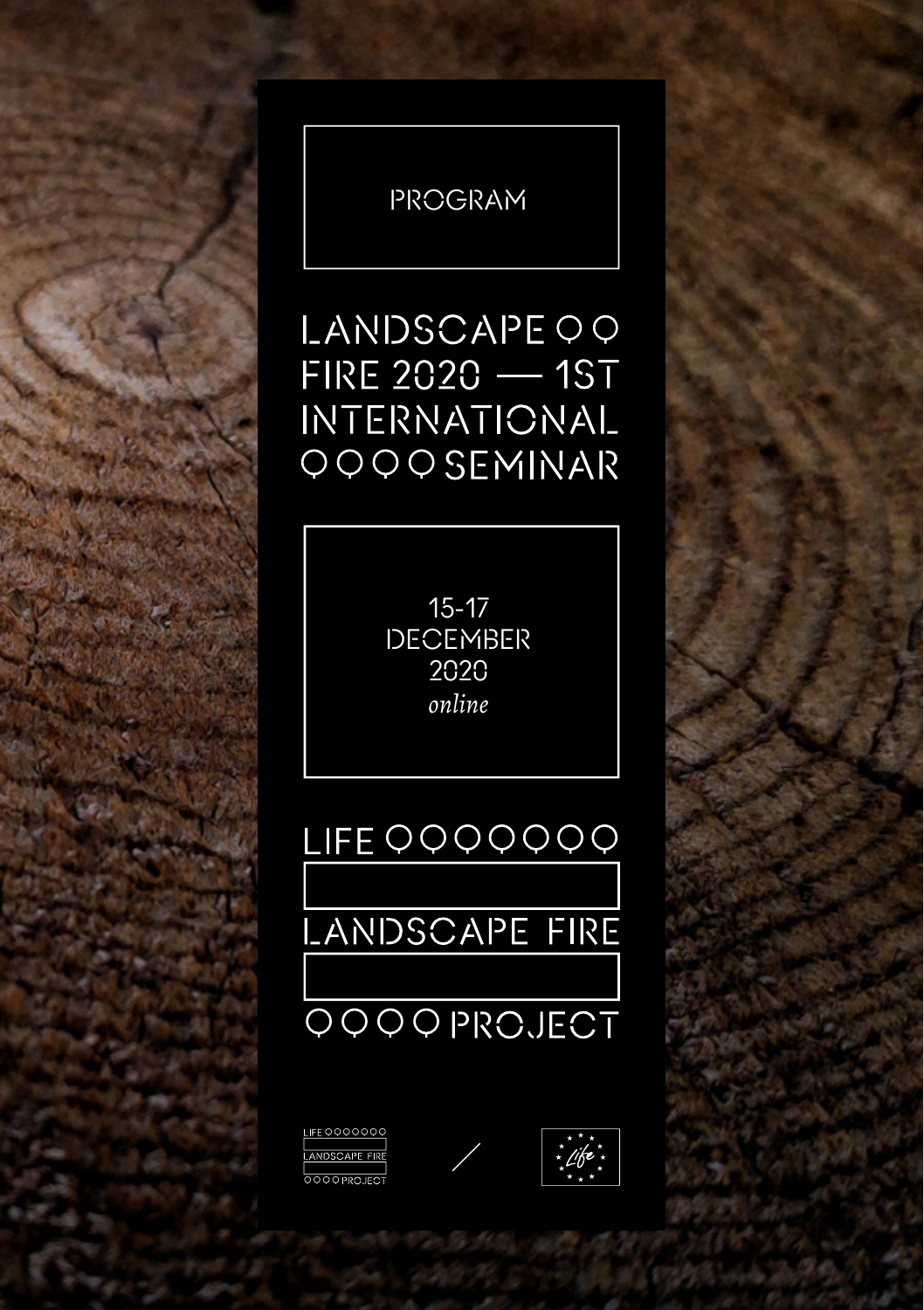PROGRAM

# LANDSCAPE FIRE 2020 — 1ST INTERNATIONAL SEMINAR

15-17 DECEMBER 2020

*online*

## LIFE LANDSCAPE FIRE PROJECT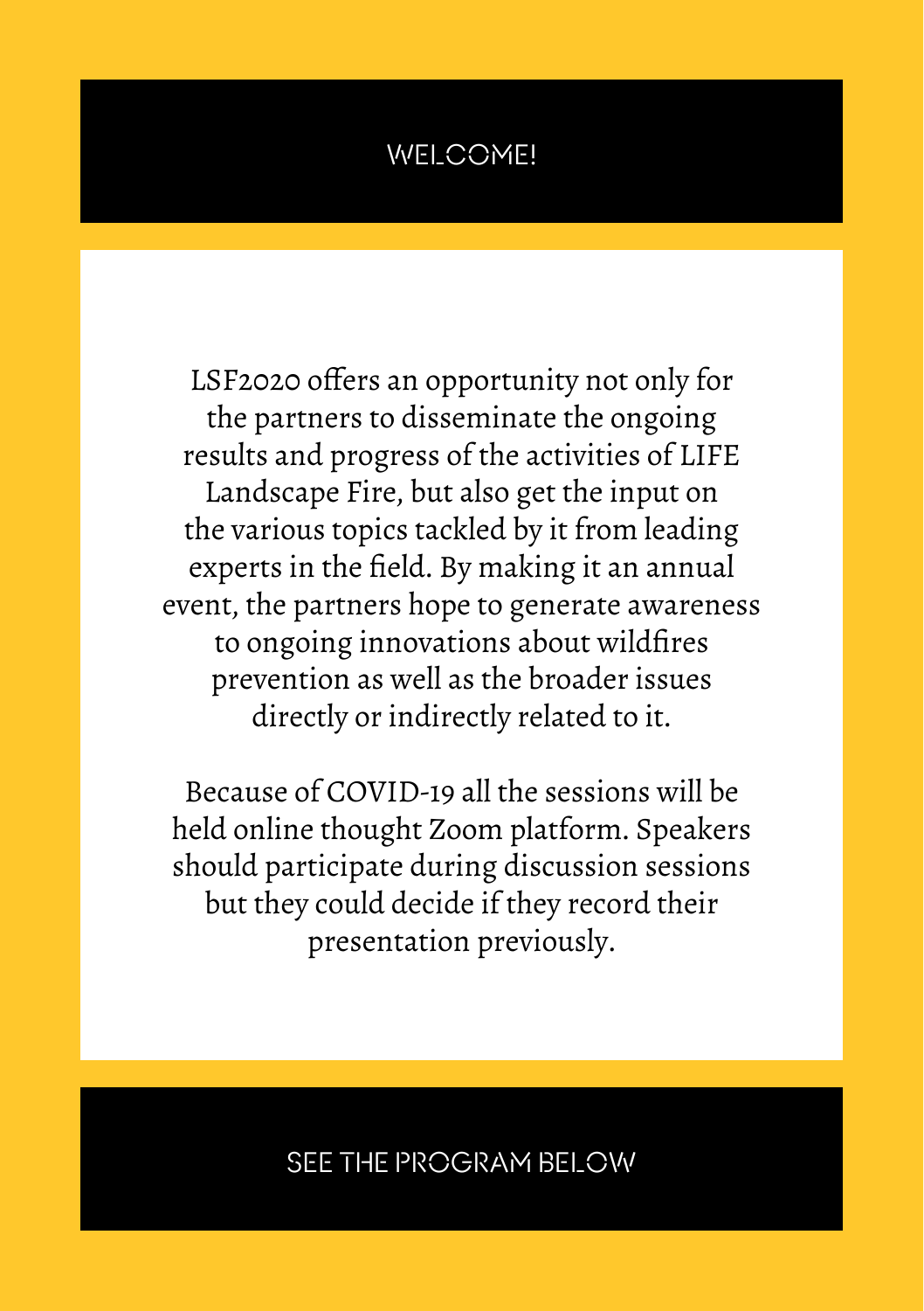# WELCOME!

LSF2020 offers an opportunity not only for the partners to disseminate the ongoing results and progress of the activities of LIFE Landscape Fire, but also get the input on the various topics tackled by it from leading experts in the field. By making it an annual event, the partners hope to generate awareness to ongoing innovations about wildfires prevention as well as the broader issues directly or indirectly related to it.

Because of COVID-19 all the sessions will be held online thought Zoom platform. Speakers should participate during discussion sessions but they could decide if they record their presentation previously.

SEE THE PROGRAM BELOW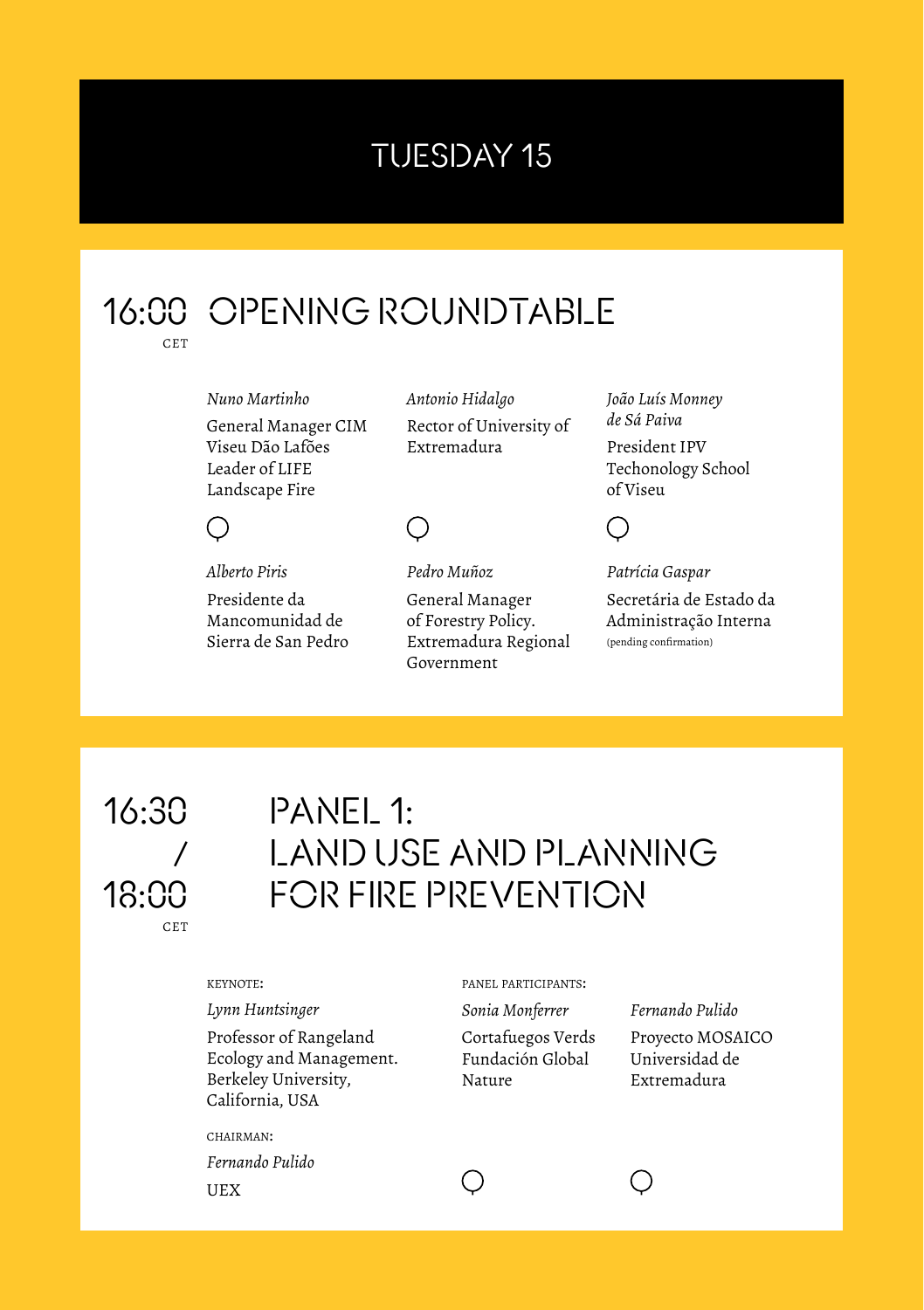# TUESDAY 15

## 16:00 CET OPENING ROUNDTABLE

*Nuno Martinho*

General Manager CIM Viseu Dão Lafões
Leader of LIFE Landscape Fire

*Antonio Hidalgo*

Rector of University of Extremadura

*João Luís Monney de Sá Paiva*

President IPV
Techonology School of Viseu

*Alberto Piris*

Presidente da Mancomunidad de Sierra de San Pedro

*Pedro Muñoz*

General Manager of Forestry Policy. Extremadura Regional Government

*Patrícia Gaspar*

Secretária de Estado da Administração Interna
(pending confirmation)

## 16:30 / 18:00 CET PANEL 1: LAND USE AND PLANNING FOR FIRE PREVENTION

KEYNOTE:

*Lynn Huntsinger*

Professor of Rangeland Ecology and Management. Berkeley University, California, USA

CHAIRMAN:

*Fernando Pulido*

UEX

PANEL PARTICIPANTS:

*Sonia Monferrer*

Cortafuegos Verds Fundación Global Nature

*Fernando Pulido*

Proyecto MOSAICO Universidad de Extremadura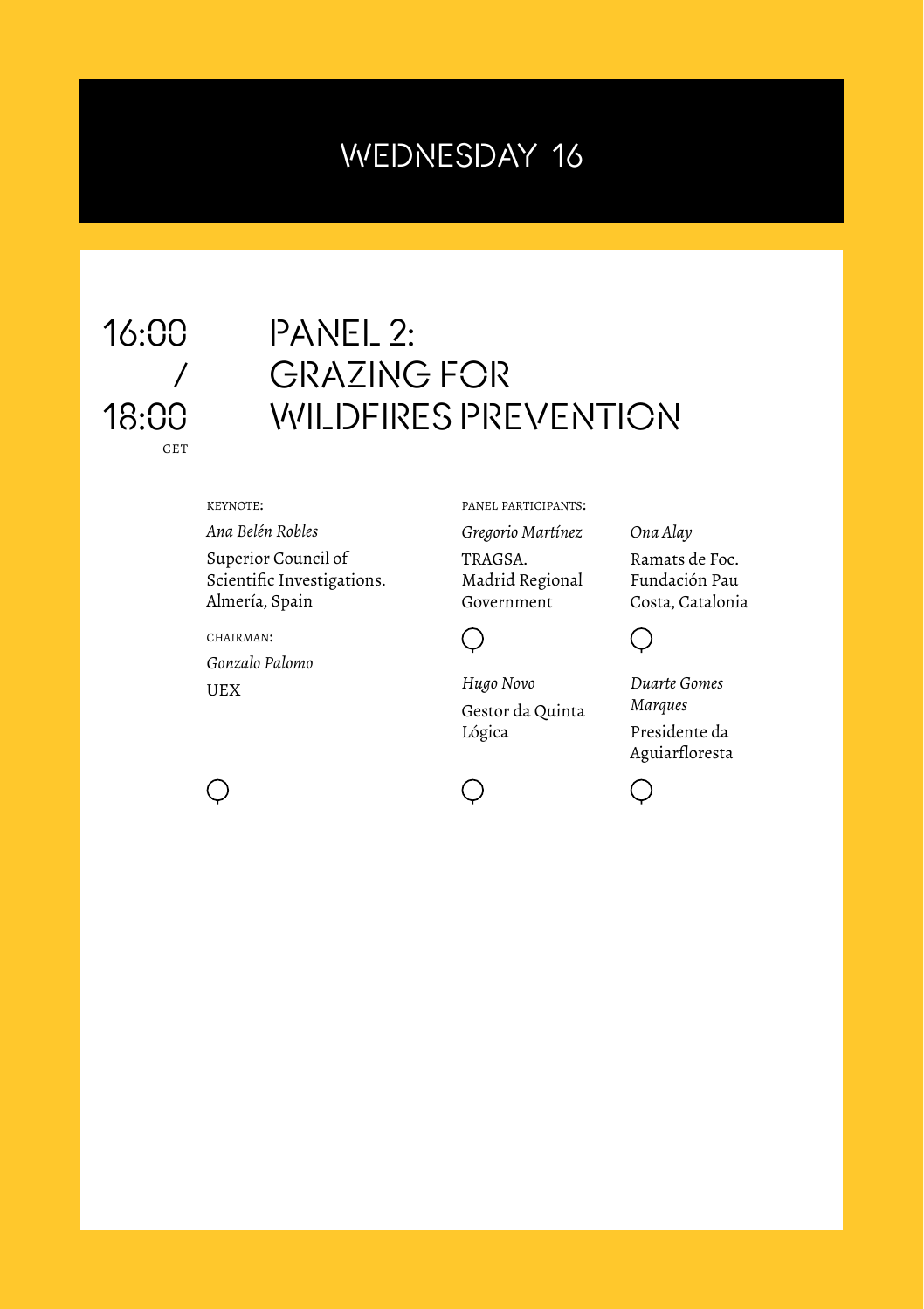# WEDNESDAY 16

16:00 / 18:00 CET

## PANEL 2: GRAZING FOR WILDFIRES PREVENTION

KEYNOTE:

*Ana Belén Robles*

Superior Council of Scientific Investigations. Almería, Spain

CHAIRMAN:

*Gonzalo Palomo*

UEX

PANEL PARTICIPANTS:

*Gregorio Martínez*

TRAGSA. Madrid Regional Government

*Ona Alay*

Ramats de Foc. Fundación Pau Costa, Catalonia

*Hugo Novo*

Gestor da Quinta Lógica

*Duarte Gomes Marques*

Presidente da Aguiarfloresta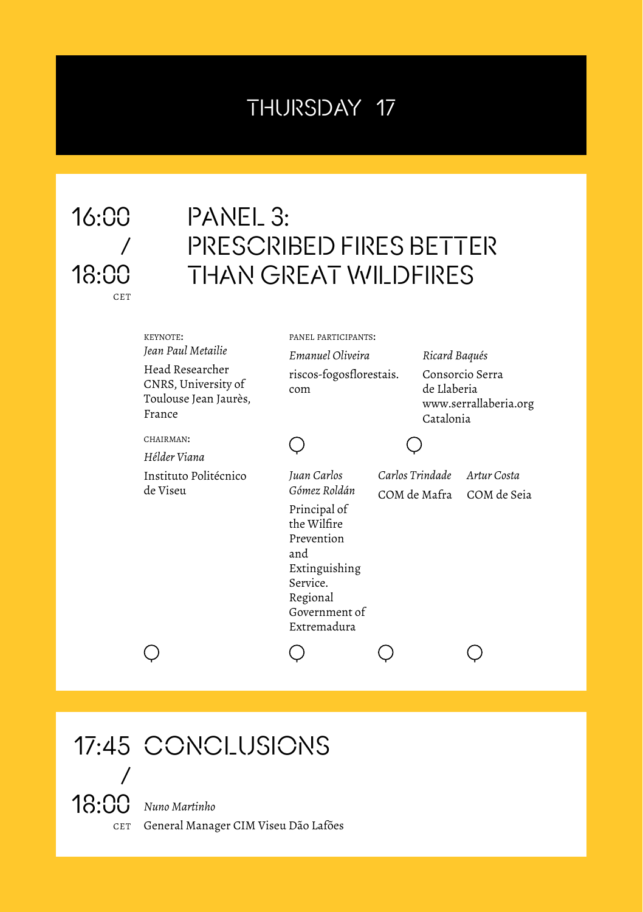# THURSDAY 17

## 16:00 / 18:00 CET

## PANEL 3: PRESCRIBED FIRES BETTER THAN GREAT WILDFIRES

KEYNOTE:

*Jean Paul Metailie*

Head Researcher CNRS, University of Toulouse Jean Jaurès, France

CHAIRMAN:

*Hélder Viana*

Instituto Politécnico de Viseu

PANEL PARTICIPANTS:

*Emanuel Oliveira*

riscos-fogosflorestais.com

*Ricard Baqués*

Consorcio Serra de Llaberia
www.serrallaberia.org
Catalonia

*Juan Carlos Gómez Roldán*

Principal of the Wilfire Prevention and Extinguishing Service. Regional Government of Extremadura

*Carlos Trindade*

COM de Mafra

*Artur Costa*

COM de Seia

## 17:45 / 18:00 CET

## CONCLUSIONS

*Nuno Martinho*

General Manager CIM Viseu Dão Lafões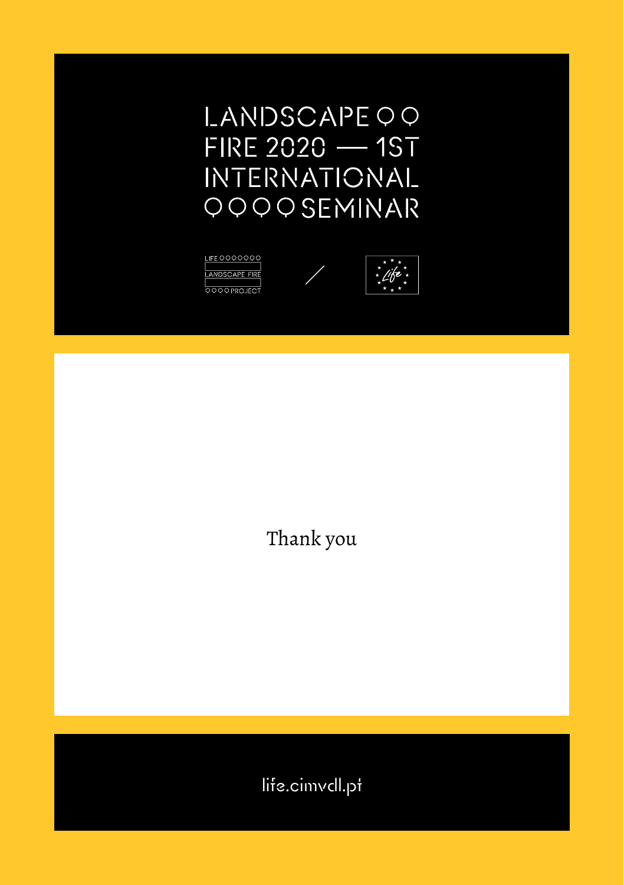# LANDSCAPE FIRE 2020 — 1ST INTERNATIONAL SEMINAR

LIFE LANDSCAPE FIRE PROJECT

Thank you

life.cimvdl.pt